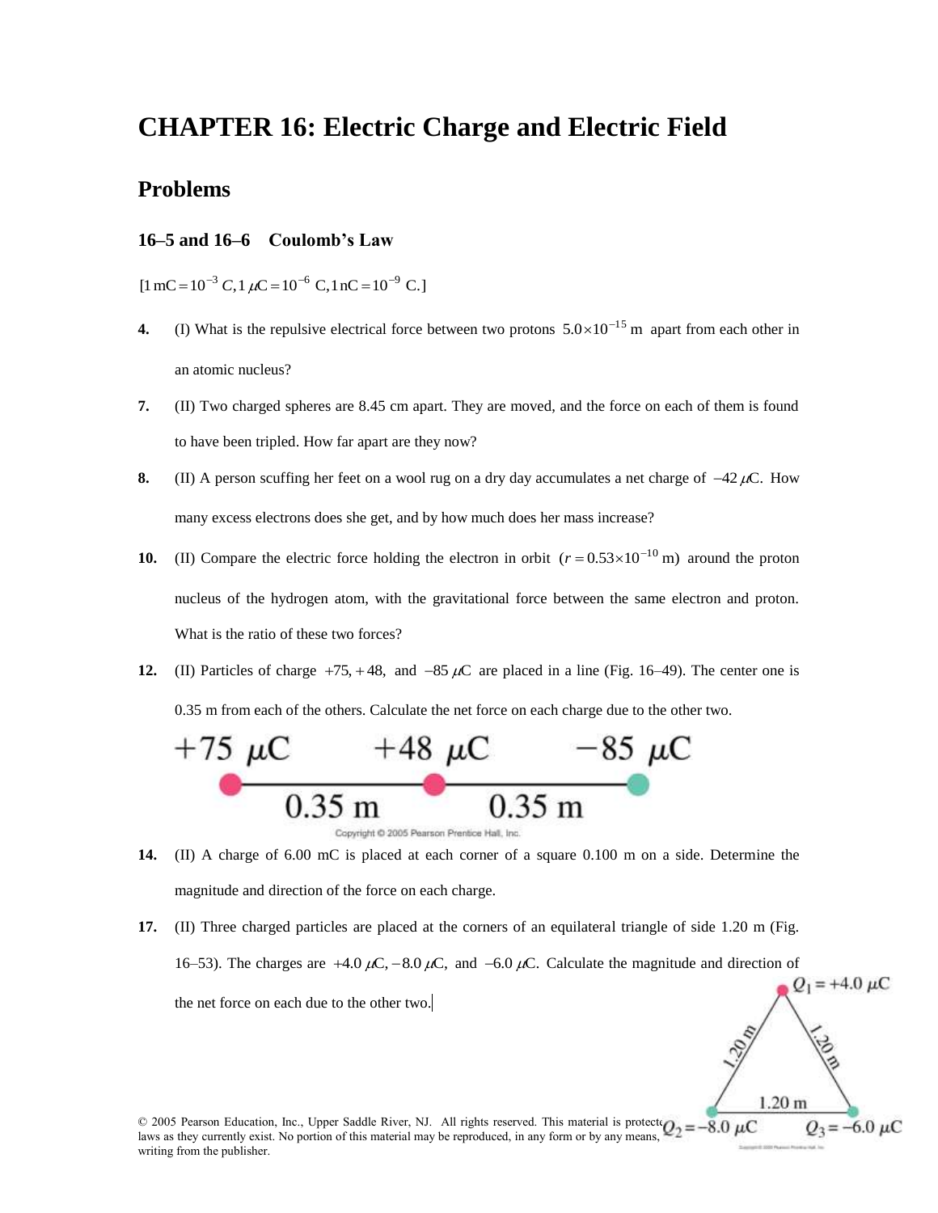# CHAPTER 16: Electric Charge and Electric Field

## Problems

### 16–5 and 16–6 Coulomb's Law

$[1\,\text{mC} = 10^{-3}\,C, 1\,\mu\text{C} = 10^{-6}\,\text{C}, 1\,\text{nC} = 10^{-9}\,\text{C.}]$

**4.** (I) What is the repulsive electrical force between two protons $5.0 \times 10^{-15}$ m apart from each other in an atomic nucleus?

**7.** (II) Two charged spheres are 8.45 cm apart. They are moved, and the force on each of them is found to have been tripled. How far apart are they now?

**8.** (II) A person scuffing her feet on a wool rug on a dry day accumulates a net charge of $-42\,\mu$C. How many excess electrons does she get, and by how much does her mass increase?

**10.** (II) Compare the electric force holding the electron in orbit $(r = 0.53 \times 10^{-10}\,\text{m})$ around the proton nucleus of the hydrogen atom, with the gravitational force between the same electron and proton. What is the ratio of these two forces?

**12.** (II) Particles of charge $+75, +48,$ and $-85\,\mu$C are placed in a line (Fig. 16–49). The center one is 0.35 m from each of the others. Calculate the net force on each charge due to the other two.

**14.** (II) A charge of 6.00 mC is placed at each corner of a square 0.100 m on a side. Determine the magnitude and direction of the force on each charge.

**17.** (II) Three charged particles are placed at the corners of an equilateral triangle of side 1.20 m (Fig. 16–53). The charges are $+4.0\,\mu$C, $-8.0\,\mu$C, and $-6.0\,\mu$C. Calculate the magnitude and direction of the net force on each due to the other two.

© 2005 Pearson Education, Inc., Upper Saddle River, NJ. All rights reserved. This material is protected under all copyright laws as they currently exist. No portion of this material may be reproduced, in any form or by any means, without permission in writing from the publisher.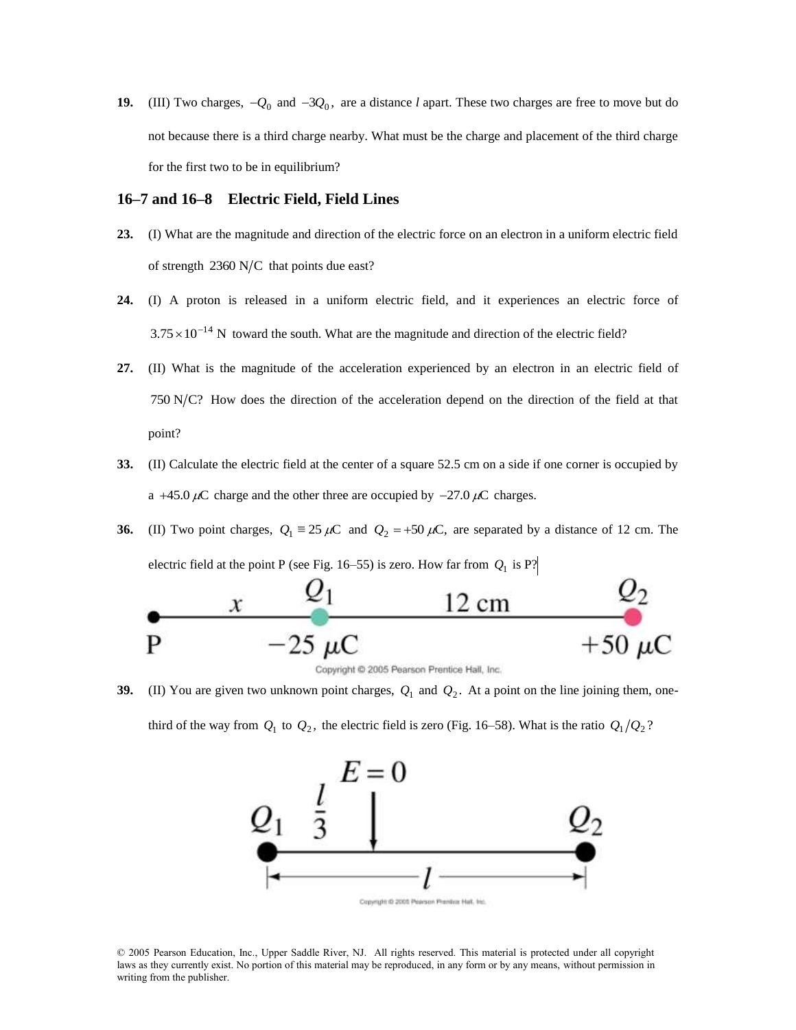**19.** (III) Two charges, $-Q_0$ and $-3Q_0$, are a distance $l$ apart. These two charges are free to move but do not because there is a third charge nearby. What must be the charge and placement of the third charge for the first two to be in equilibrium?

## 16–7 and 16–8 Electric Field, Field Lines

**23.** (I) What are the magnitude and direction of the electric force on an electron in a uniform electric field of strength $2360\ \text{N/C}$ that points due east?

**24.** (I) A proton is released in a uniform electric field, and it experiences an electric force of $3.75 \times 10^{-14}\ \text{N}$ toward the south. What are the magnitude and direction of the electric field?

**27.** (II) What is the magnitude of the acceleration experienced by an electron in an electric field of $750\ \text{N/C}$? How does the direction of the acceleration depend on the direction of the field at that point?

**33.** (II) Calculate the electric field at the center of a square 52.5 cm on a side if one corner is occupied by a $+45.0\ \mu\text{C}$ charge and the other three are occupied by $-27.0\ \mu\text{C}$ charges.

**36.** (II) Two point charges, $Q_1 \equiv 25\ \mu\text{C}$ and $Q_2 = +50\ \mu\text{C}$, are separated by a distance of 12 cm. The electric field at the point P (see Fig. 16–55) is zero. How far from $Q_1$ is P?

P —— $x$ —— $Q_1$ ($-25\ \mu\text{C}$) —— 12 cm —— $Q_2$ ($+50\ \mu\text{C}$)

Copyright © 2005 Pearson Prentice Hall, Inc.

**39.** (II) You are given two unknown point charges, $Q_1$ and $Q_2$. At a point on the line joining them, one-third of the way from $Q_1$ to $Q_2$, the electric field is zero (Fig. 16–58). What is the ratio $Q_1/Q_2$?

$Q_1$ —— $\frac{l}{3}$ —— $E = 0$ —— $Q_2$; total separation $l$

Copyright © 2005 Pearson Prentice Hall, Inc.

© 2005 Pearson Education, Inc., Upper Saddle River, NJ. All rights reserved. This material is protected under all copyright laws as they currently exist. No portion of this material may be reproduced, in any form or by any means, without permission in writing from the publisher.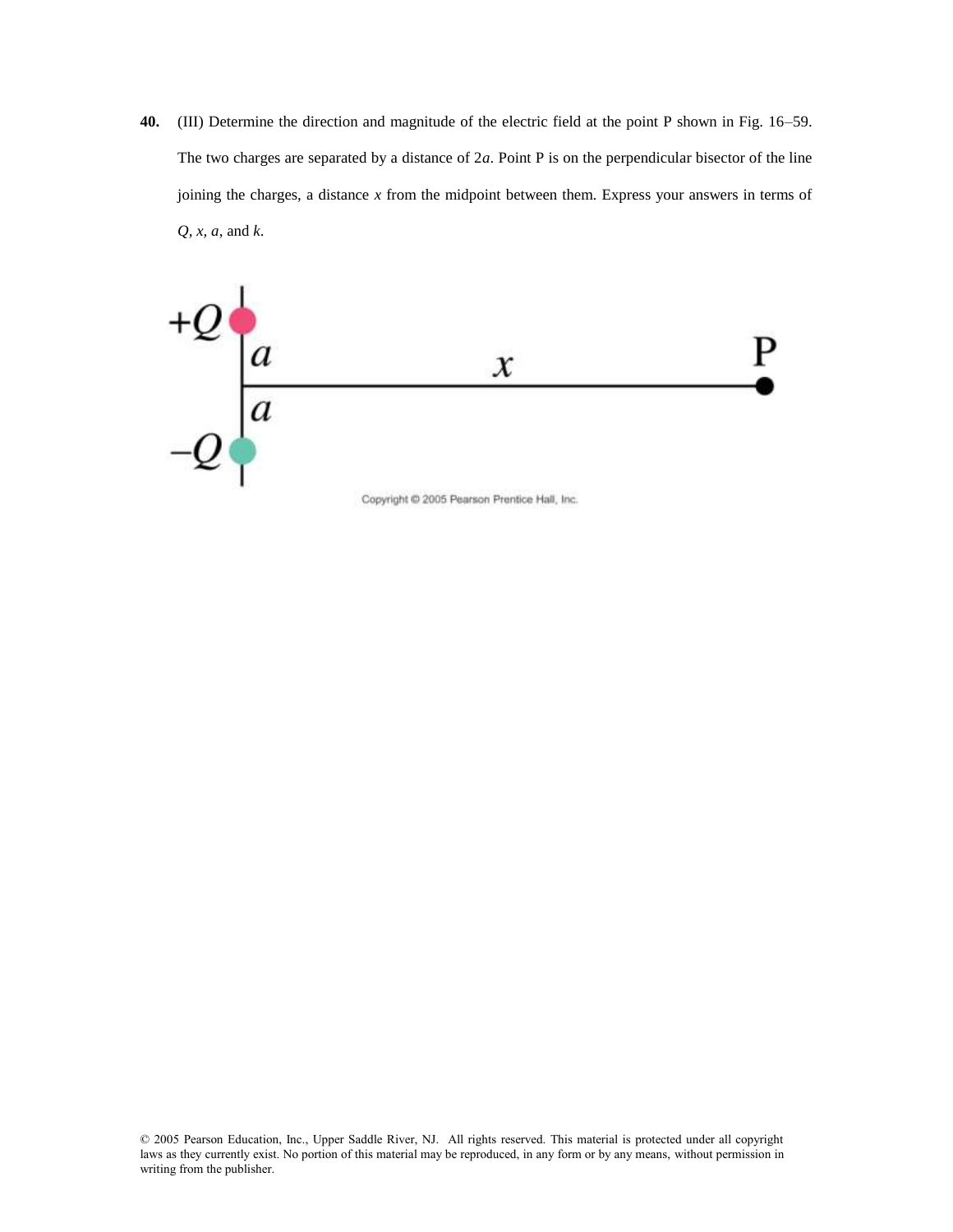**40.** (III) Determine the direction and magnitude of the electric field at the point P shown in Fig. 16–59. The two charges are separated by a distance of $2a$. Point P is on the perpendicular bisector of the line joining the charges, a distance $x$ from the midpoint between them. Express your answers in terms of $Q$, $x$, $a$, and $k$.

+Q

a

x

P

a

–Q

Copyright © 2005 Pearson Prentice Hall, Inc.